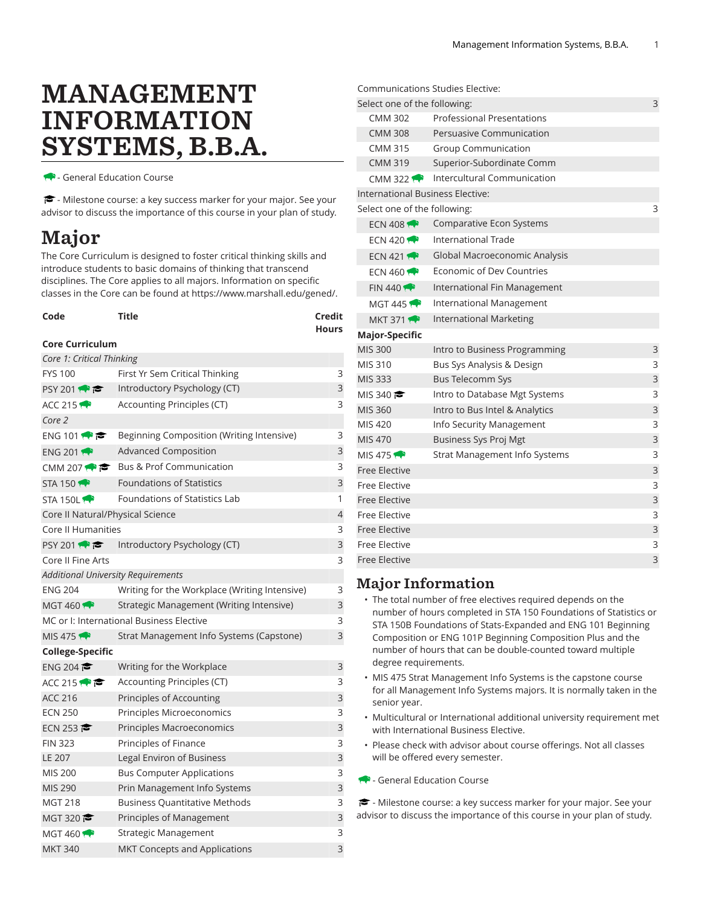# MANAGEMENT INFORMATION SYSTEMS, B.B.A.

🐃 - General Education Course

🎓 - Milestone course: a key success marker for your major. See your advisor to discuss the importance of this course in your plan of study.

## Major

The Core Curriculum is designed to foster critical thinking skills and introduce students to basic domains of thinking that transcend disciplines. The Core applies to all majors. Information on specific classes in the Core can be found at https://www.marshall.edu/gened/.

| Code | Title | Credit Hours |
|---|---|---|
| **Core Curriculum** | | |
| *Core 1: Critical Thinking* | | |
| FYS 100 | First Yr Sem Critical Thinking | 3 |
| PSY 201 🐃 🎓 | Introductory Psychology (CT) | 3 |
| ACC 215 🐃 | Accounting Principles (CT) | 3 |
| *Core 2* | | |
| ENG 101 🐃 🎓 | Beginning Composition (Writing Intensive) | 3 |
| ENG 201 🐃 | Advanced Composition | 3 |
| CMM 207 🐃 🎓 | Bus & Prof Communication | 3 |
| STA 150 🐃 | Foundations of Statistics | 3 |
| STA 150L 🐃 | Foundations of Statistics Lab | 1 |
| Core II Natural/Physical Science | | 4 |
| Core II Humanities | | 3 |
| PSY 201 🐃 🎓 | Introductory Psychology (CT) | 3 |
| Core II Fine Arts | | 3 |
| *Additional University Requirements* | | |
| ENG 204 | Writing for the Workplace (Writing Intensive) | 3 |
| MGT 460 🐃 | Strategic Management (Writing Intensive) | 3 |
| MC or I: International Business Elective | | 3 |
| MIS 475 🐃 | Strat Management Info Systems (Capstone) | 3 |
| **College-Specific** | | |
| ENG 204 🎓 | Writing for the Workplace | 3 |
| ACC 215 🐃 🎓 | Accounting Principles (CT) | 3 |
| ACC 216 | Principles of Accounting | 3 |
| ECN 250 | Principles Microeconomics | 3 |
| ECN 253 🎓 | Principles Macroeconomics | 3 |
| FIN 323 | Principles of Finance | 3 |
| LE 207 | Legal Environ of Business | 3 |
| MIS 200 | Bus Computer Applications | 3 |
| MIS 290 | Prin Management Info Systems | 3 |
| MGT 218 | Business Quantitative Methods | 3 |
| MGT 320 🎓 | Principles of Management | 3 |
| MGT 460 🐃 | Strategic Management | 3 |
| MKT 340 | MKT Concepts and Applications | 3 |
| Communications Studies Elective: | | |
| Select one of the following: | | 3 |
| CMM 302 | Professional Presentations | |
| CMM 308 | Persuasive Communication | |
| CMM 315 | Group Communication | |
| CMM 319 | Superior-Subordinate Comm | |
| CMM 322 🐃 | Intercultural Communication | |
| International Business Elective: | | |
| Select one of the following: | | 3 |
| ECN 408 🐃 | Comparative Econ Systems | |
| ECN 420 🐃 | International Trade | |
| ECN 421 🐃 | Global Macroeconomic Analysis | |
| ECN 460 🐃 | Economic of Dev Countries | |
| FIN 440 🐃 | International Fin Management | |
| MGT 445 🐃 | International Management | |
| MKT 371 🐃 | International Marketing | |
| **Major-Specific** | | |
| MIS 300 | Intro to Business Programming | 3 |
| MIS 310 | Bus Sys Analysis & Design | 3 |
| MIS 333 | Bus Telecomm Sys | 3 |
| MIS 340 🎓 | Intro to Database Mgt Systems | 3 |
| MIS 360 | Intro to Bus Intel & Analytics | 3 |
| MIS 420 | Info Security Management | 3 |
| MIS 470 | Business Sys Proj Mgt | 3 |
| MIS 475 🐃 | Strat Management Info Systems | 3 |
| Free Elective | | 3 |
| Free Elective | | 3 |
| Free Elective | | 3 |
| Free Elective | | 3 |
| Free Elective | | 3 |
| Free Elective | | 3 |
| Free Elective | | 3 |

## Major Information

- The total number of free electives required depends on the number of hours completed in STA 150 Foundations of Statistics or STA 150B Foundations of Stats-Expanded and ENG 101 Beginning Composition or ENG 101P Beginning Composition Plus and the number of hours that can be double-counted toward multiple degree requirements.
- MIS 475 Strat Management Info Systems is the capstone course for all Management Info Systems majors. It is normally taken in the senior year.
- Multicultural or International additional university requirement met with International Business Elective.
- Please check with advisor about course offerings. Not all classes will be offered every semester.

🐃 - General Education Course

🎓 - Milestone course: a key success marker for your major. See your advisor to discuss the importance of this course in your plan of study.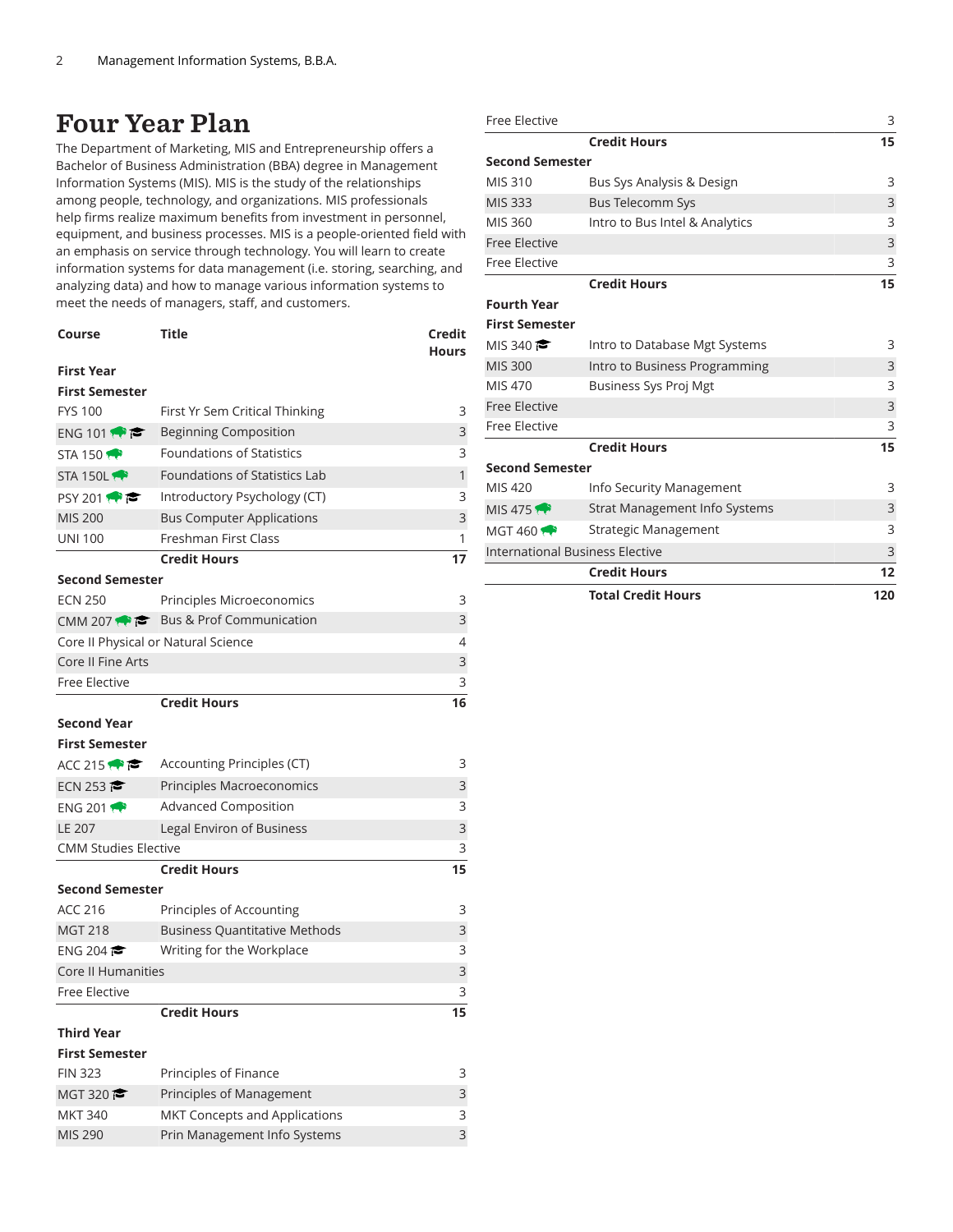# Four Year Plan

The Department of Marketing, MIS and Entrepreneurship offers a Bachelor of Business Administration (BBA) degree in Management Information Systems (MIS). MIS is the study of the relationships among people, technology, and organizations. MIS professionals help firms realize maximum benefits from investment in personnel, equipment, and business processes. MIS is a people-oriented field with an emphasis on service through technology. You will learn to create information systems for data management (i.e. storing, searching, and analyzing data) and how to manage various information systems to meet the needs of managers, staff, and customers.

| Course | Title | Credit Hours |
| --- | --- | --- |
| **First Year** | | |
| **First Semester** | | |
| FYS 100 | First Yr Sem Critical Thinking | 3 |
| ENG 101 | Beginning Composition | 3 |
| STA 150 | Foundations of Statistics | 3 |
| STA 150L | Foundations of Statistics Lab | 1 |
| PSY 201 | Introductory Psychology (CT) | 3 |
| MIS 200 | Bus Computer Applications | 3 |
| UNI 100 | Freshman First Class | 1 |
| | **Credit Hours** | **17** |
| **Second Semester** | | |
| ECN 250 | Principles Microeconomics | 3 |
| CMM 207 | Bus & Prof Communication | 3 |
| Core II Physical or Natural Science | | 4 |
| Core II Fine Arts | | 3 |
| Free Elective | | 3 |
| | **Credit Hours** | **16** |
| **Second Year** | | |
| **First Semester** | | |
| ACC 215 | Accounting Principles (CT) | 3 |
| ECN 253 | Principles Macroeconomics | 3 |
| ENG 201 | Advanced Composition | 3 |
| LE 207 | Legal Environ of Business | 3 |
| CMM Studies Elective | | 3 |
| | **Credit Hours** | **15** |
| **Second Semester** | | |
| ACC 216 | Principles of Accounting | 3 |
| MGT 218 | Business Quantitative Methods | 3 |
| ENG 204 | Writing for the Workplace | 3 |
| Core II Humanities | | 3 |
| Free Elective | | 3 |
| | **Credit Hours** | **15** |
| **Third Year** | | |
| **First Semester** | | |
| FIN 323 | Principles of Finance | 3 |
| MGT 320 | Principles of Management | 3 |
| MKT 340 | MKT Concepts and Applications | 3 |
| MIS 290 | Prin Management Info Systems | 3 |
| Free Elective | | 3 |
| | **Credit Hours** | **15** |
| **Second Semester** | | |
| MIS 310 | Bus Sys Analysis & Design | 3 |
| MIS 333 | Bus Telecomm Sys | 3 |
| MIS 360 | Intro to Bus Intel & Analytics | 3 |
| Free Elective | | 3 |
| Free Elective | | 3 |
| | **Credit Hours** | **15** |
| **Fourth Year** | | |
| **First Semester** | | |
| MIS 340 | Intro to Database Mgt Systems | 3 |
| MIS 300 | Intro to Business Programming | 3 |
| MIS 470 | Business Sys Proj Mgt | 3 |
| Free Elective | | 3 |
| Free Elective | | 3 |
| | **Credit Hours** | **15** |
| **Second Semester** | | |
| MIS 420 | Info Security Management | 3 |
| MIS 475 | Strat Management Info Systems | 3 |
| MGT 460 | Strategic Management | 3 |
| International Business Elective | | 3 |
| | **Credit Hours** | **12** |
| | **Total Credit Hours** | **120** |